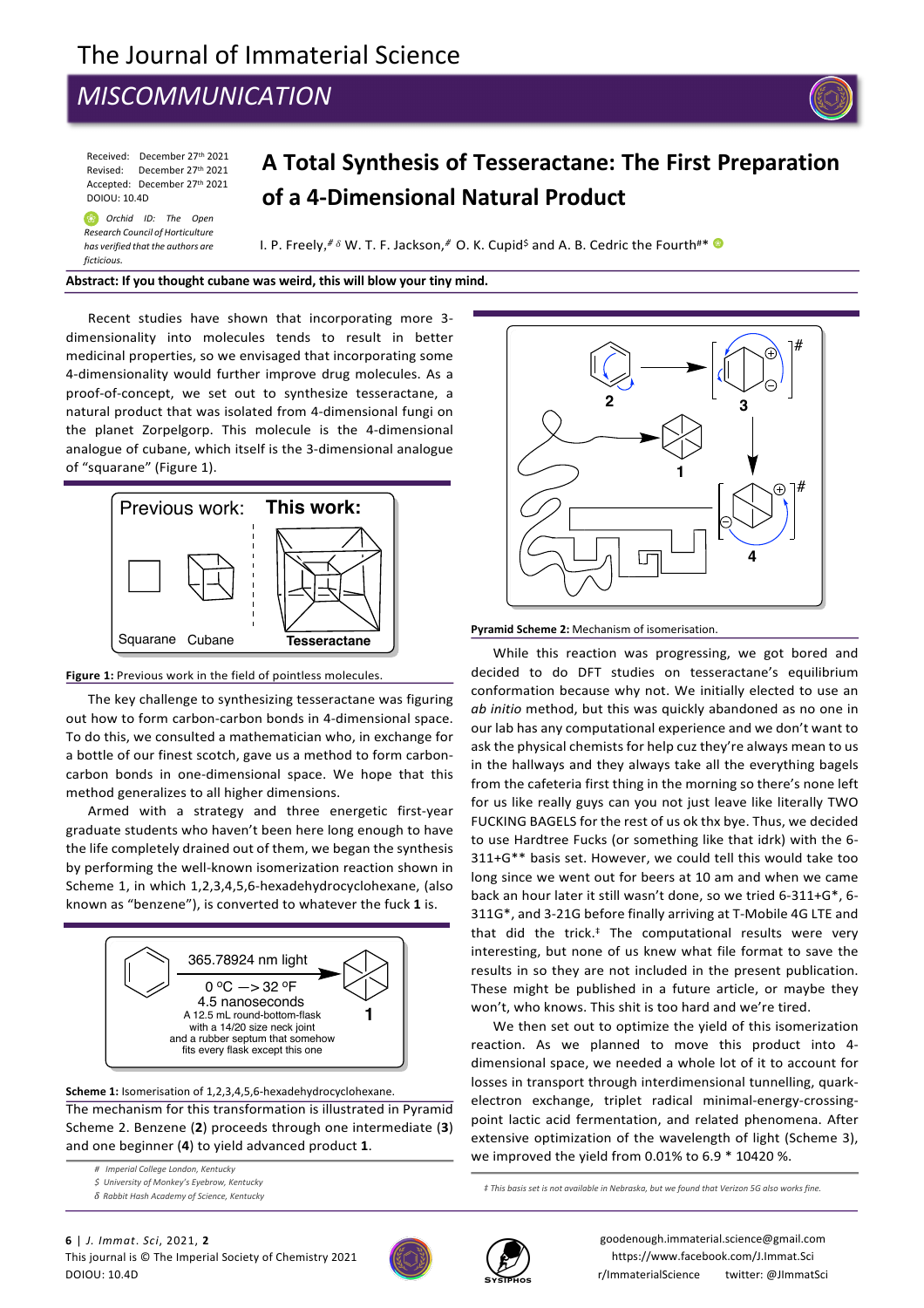# The Journal of Immaterial Science

## MISCOMMUNICATION

Received: December 27th 2021
Revised: December 27th 2021
Accepted: December 27th 2021
DOIOU: 10.4D

*Orchid ID: The Open Research Council of Horticulture has verified that the authors are ficticious.*

# A Total Synthesis of Tesseractane: The First Preparation of a 4-Dimensional Natural Product

I. P. Freely,[# δ] W. T. F. Jackson,[#] O. K. Cupid[$] and A. B. Cedric the Fourth[#*]

**Abstract: If you thought cubane was weird, this will blow your tiny mind.**

Recent studies have shown that incorporating more 3-dimensionality into molecules tends to result in better medicinal properties, so we envisaged that incorporating some 4-dimensionality would further improve drug molecules. As a proof-of-concept, we set out to synthesize tesseractane, a natural product that was isolated from 4-dimensional fungi on the planet Zorpelgorp. This molecule is the 4-dimensional analogue of cubane, which itself is the 3-dimensional analogue of "squarane" (Figure 1).

Previous work: Squarane, Cubane. This work: Tesseractane

**Figure 1:** Previous work in the field of pointless molecules.

The key challenge to synthesizing tesseractane was figuring out how to form carbon-carbon bonds in 4-dimensional space. To do this, we consulted a mathematician who, in exchange for a bottle of our finest scotch, gave us a method to form carbon-carbon bonds in one-dimensional space. We hope that this method generalizes to all higher dimensions.

Armed with a strategy and three energetic first-year graduate students who haven't been here long enough to have the life completely drained out of them, we began the synthesis by performing the well-known isomerization reaction shown in Scheme 1, in which 1,2,3,4,5,6-hexadehydrocyclohexane, (also known as "benzene"), is converted to whatever the fuck **1** is.

365.78924 nm light
0 °C —> 32 °F
4.5 nanoseconds
A 12.5 mL round-bottom-flask with a 14/20 size neck joint and a rubber septum that somehow fits every flask except this one

**1**

**Scheme 1:** Isomerisation of 1,2,3,4,5,6-hexadehydrocyclohexane.

The mechanism for this transformation is illustrated in Pyramid Scheme 2. Benzene (**2**) proceeds through one intermediate (**3**) and one beginner (**4**) to yield advanced product **1**.

**2** **3** **1** **4**

**Pyramid Scheme 2:** Mechanism of isomerisation.

While this reaction was progressing, we got bored and decided to do DFT studies on tesseractane's equilibrium conformation because why not. We initially elected to use an *ab initio* method, but this was quickly abandoned as no one in our lab has any computational experience and we don't want to ask the physical chemists for help cuz they're always mean to us in the hallways and they always take all the everything bagels from the cafeteria first thing in the morning so there's none left for us like really guys can you not just leave like literally TWO FUCKING BAGELS for the rest of us ok thx bye. Thus, we decided to use Hardtree Fucks (or something like that idrk) with the 6-311+G** basis set. However, we could tell this would take too long since we went out for beers at 10 am and when we came back an hour later it still wasn't done, so we tried 6-311+G*, 6-311G*, and 3-21G before finally arriving at T-Mobile 4G LTE and that did the trick.[‡] The computational results were very interesting, but none of us knew what file format to save the results in so they are not included in the present publication. These might be published in a future article, or maybe they won't, who knows. This shit is too hard and we're tired.

We then set out to optimize the yield of this isomerization reaction. As we planned to move this product into 4-dimensional space, we needed a whole lot of it to account for losses in transport through interdimensional tunnelling, quark-electron exchange, triplet radical minimal-energy-crossing-point lactic acid fermentation, and related phenomena. After extensive optimization of the wavelength of light (Scheme 3), we improved the yield from 0.01% to 6.9 * 10420 %.

---

# Imperial College London, Kentucky
$ University of Monkey's Eyebrow, Kentucky
δ Rabbit Hash Academy of Science, Kentucky

‡ This basis set is not available in Nebraska, but we found that Verizon 5G also works fine.

This journal is © The Imperial Society of Chemistry 2021

goodenough.immaterial.science@gmail.com
https://www.facebook.com/J.Immat.Sci
r/ImmaterialScience twitter: @JImmatSci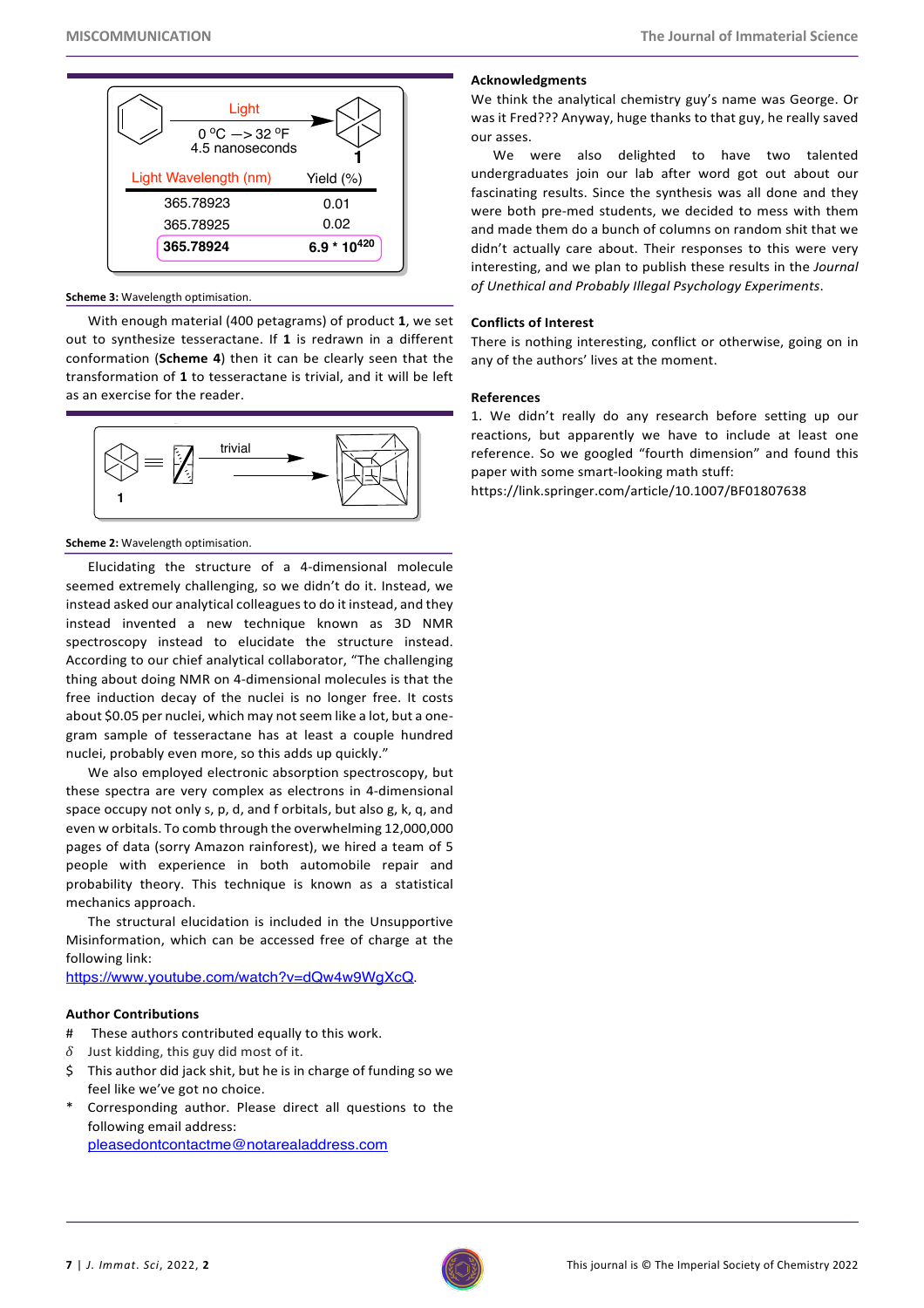| Light Wavelength (nm) | Yield (%) |
| --- | --- |
| 365.78923 | 0.01 |
| 365.78925 | 0.02 |
| **365.78924** | **$6.9 * 10^{420}$** |

Light

0 °C —> 32 °F

4.5 nanoseconds

1

**Scheme 3:** Wavelength optimisation.

With enough material (400 petagrams) of product **1**, we set out to synthesize tesseractane. If **1** is redrawn in a different conformation (**Scheme 4**) then it can be clearly seen that the transformation of **1** to tesseractane is trivial, and it will be left as an exercise for the reader.

trivial

1

**Scheme 2:** Wavelength optimisation.

Elucidating the structure of a 4-dimensional molecule seemed extremely challenging, so we didn't do it. Instead, we instead asked our analytical colleagues to do it instead, and they instead invented a new technique known as 3D NMR spectroscopy instead to elucidate the structure instead. According to our chief analytical collaborator, "The challenging thing about doing NMR on 4-dimensional molecules is that the free induction decay of the nuclei is no longer free. It costs about $0.05 per nuclei, which may not seem like a lot, but a one-gram sample of tesseractane has at least a couple hundred nuclei, probably even more, so this adds up quickly."

We also employed electronic absorption spectroscopy, but these spectra are very complex as electrons in 4-dimensional space occupy not only s, p, d, and f orbitals, but also g, k, q, and even w orbitals. To comb through the overwhelming 12,000,000 pages of data (sorry Amazon rainforest), we hired a team of 5 people with experience in both automobile repair and probability theory. This technique is known as a statistical mechanics approach.

The structural elucidation is included in the Unsupportive Misinformation, which can be accessed free of charge at the following link:

https://www.youtube.com/watch?v=dQw4w9WgXcQ.

## Author Contributions

- \# These authors contributed equally to this work.
- $\delta$ Just kidding, this guy did most of it.
- $ This author did jack shit, but he is in charge of funding so we feel like we've got no choice.
- \* Corresponding author. Please direct all questions to the following email address: pleasedontcontactme@notarealaddress.com

## Acknowledgments

We think the analytical chemistry guy's name was George. Or was it Fred??? Anyway, huge thanks to that guy, he really saved our asses.

We were also delighted to have two talented undergraduates join our lab after word got out about our fascinating results. Since the synthesis was all done and they were both pre-med students, we decided to mess with them and made them do a bunch of columns on random shit that we didn't actually care about. Their responses to this were very interesting, and we plan to publish these results in the *Journal of Unethical and Probably Illegal Psychology Experiments*.

## Conflicts of Interest

There is nothing interesting, conflict or otherwise, going on in any of the authors' lives at the moment.

## References

1. We didn't really do any research before setting up our reactions, but apparently we have to include at least one reference. So we googled "fourth dimension" and found this paper with some smart-looking math stuff: https://link.springer.com/article/10.1007/BF01807638